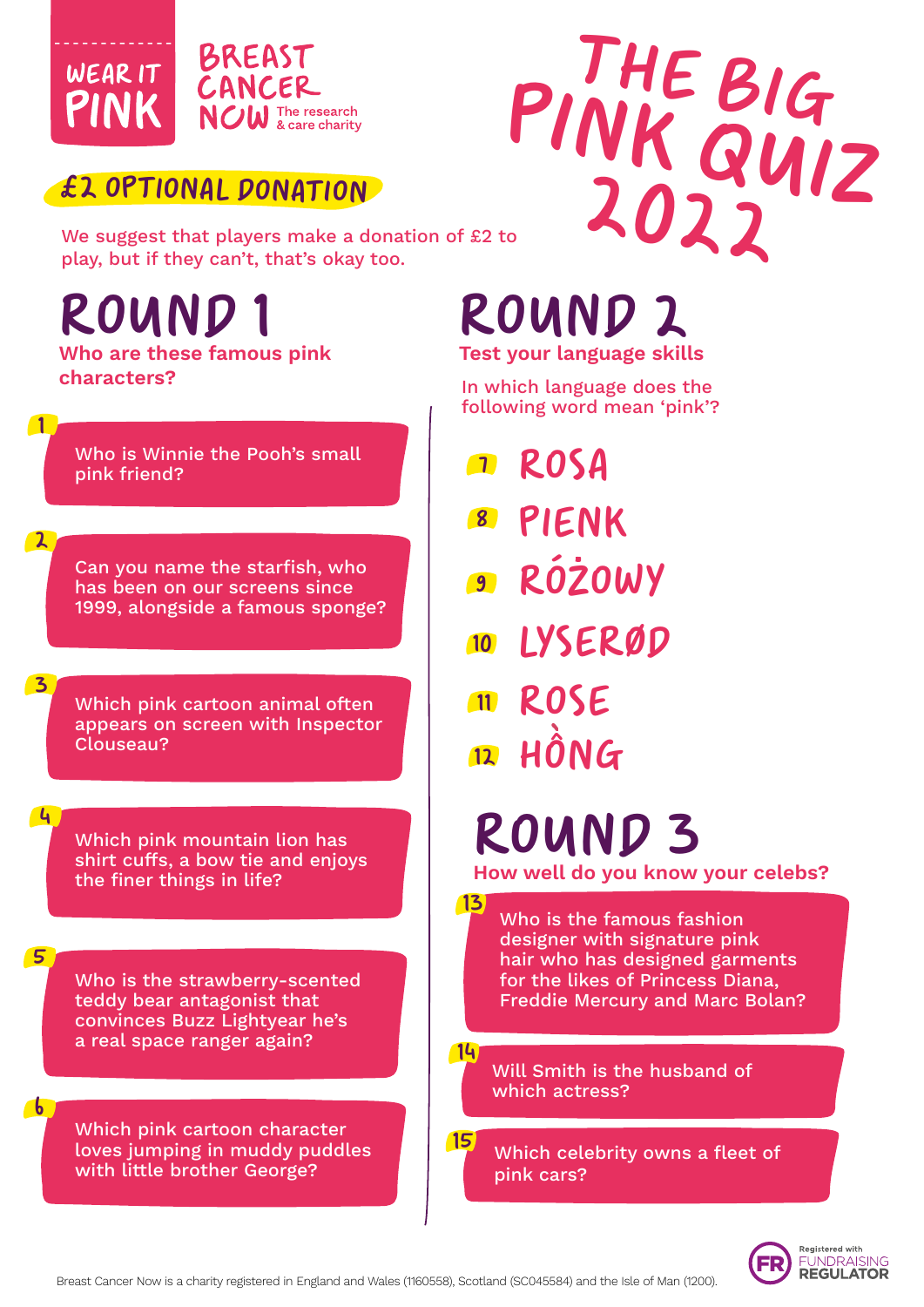WEAR IT PINK

BREAST CANCER NOW The research & care charity

# THE BIG PINK QUIZ 2022

## £2 OPTIONAL DONATION

We suggest that players make a donation of £2 to play, but if they can't, that's okay too.

## ROUND 1

### Who are these famous pink characters?

1. Who is Winnie the Pooh's small pink friend?

2. Can you name the starfish, who has been on our screens since 1999, alongside a famous sponge?

3. Which pink cartoon animal often appears on screen with Inspector Clouseau?

4. Which pink mountain lion has shirt cuffs, a bow tie and enjoys the finer things in life?

5. Who is the strawberry-scented teddy bear antagonist that convinces Buzz Lightyear he's a real space ranger again?

6. Which pink cartoon character loves jumping in muddy puddles with little brother George?

## ROUND 2

### Test your language skills

In which language does the following word mean 'pink'?

7. ROSA
8. PIENK
9. RÓŻOWY
10. LYSERØD
11. ROSE
12. HỒNG

## ROUND 3

### How well do you know your celebs?

13. Who is the famous fashion designer with signature pink hair who has designed garments for the likes of Princess Diana, Freddie Mercury and Marc Bolan?

14. Will Smith is the husband of which actress?

15. Which celebrity owns a fleet of pink cars?

Breast Cancer Now is a charity registered in England and Wales (1160558), Scotland (SC045584) and the Isle of Man (1200).

Registered with FUNDRAISING REGULATOR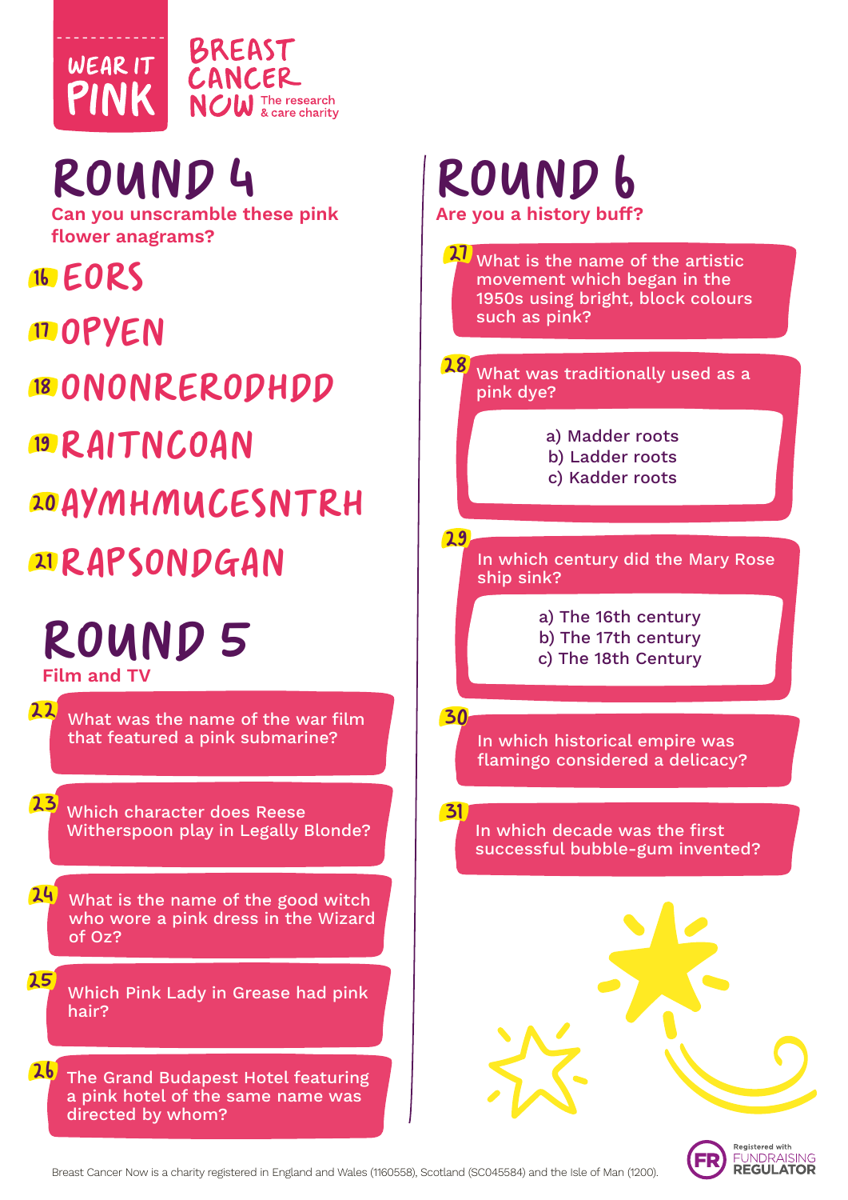WEAR IT PINK

BREAST CANCER NOW The research & care charity

# ROUND 4

Can you unscramble these pink flower anagrams?

16 EORS

17 OPYEN

18 ONONRERODHDD

19 RAITNCOAN

20 AYMHMUCESNTRH

21 RAPSONDGAN

# ROUND 5

Film and TV

22 What was the name of the war film that featured a pink submarine?

23 Which character does Reese Witherspoon play in Legally Blonde?

24 What is the name of the good witch who wore a pink dress in the Wizard of Oz?

25 Which Pink Lady in Grease had pink hair?

26 The Grand Budapest Hotel featuring a pink hotel of the same name was directed by whom?

# ROUND 6

Are you a history buff?

27 What is the name of the artistic movement which began in the 1950s using bright, block colours such as pink?

28 What was traditionally used as a pink dye?

a) Madder roots
b) Ladder roots
c) Kadder roots

29 In which century did the Mary Rose ship sink?

a) The 16th century
b) The 17th century
c) The 18th Century

30 In which historical empire was flamingo considered a delicacy?

31 In which decade was the first successful bubble-gum invented?

Breast Cancer Now is a charity registered in England and Wales (1160558), Scotland (SC045584) and the Isle of Man (1200).

Registered with FUNDRAISING REGULATOR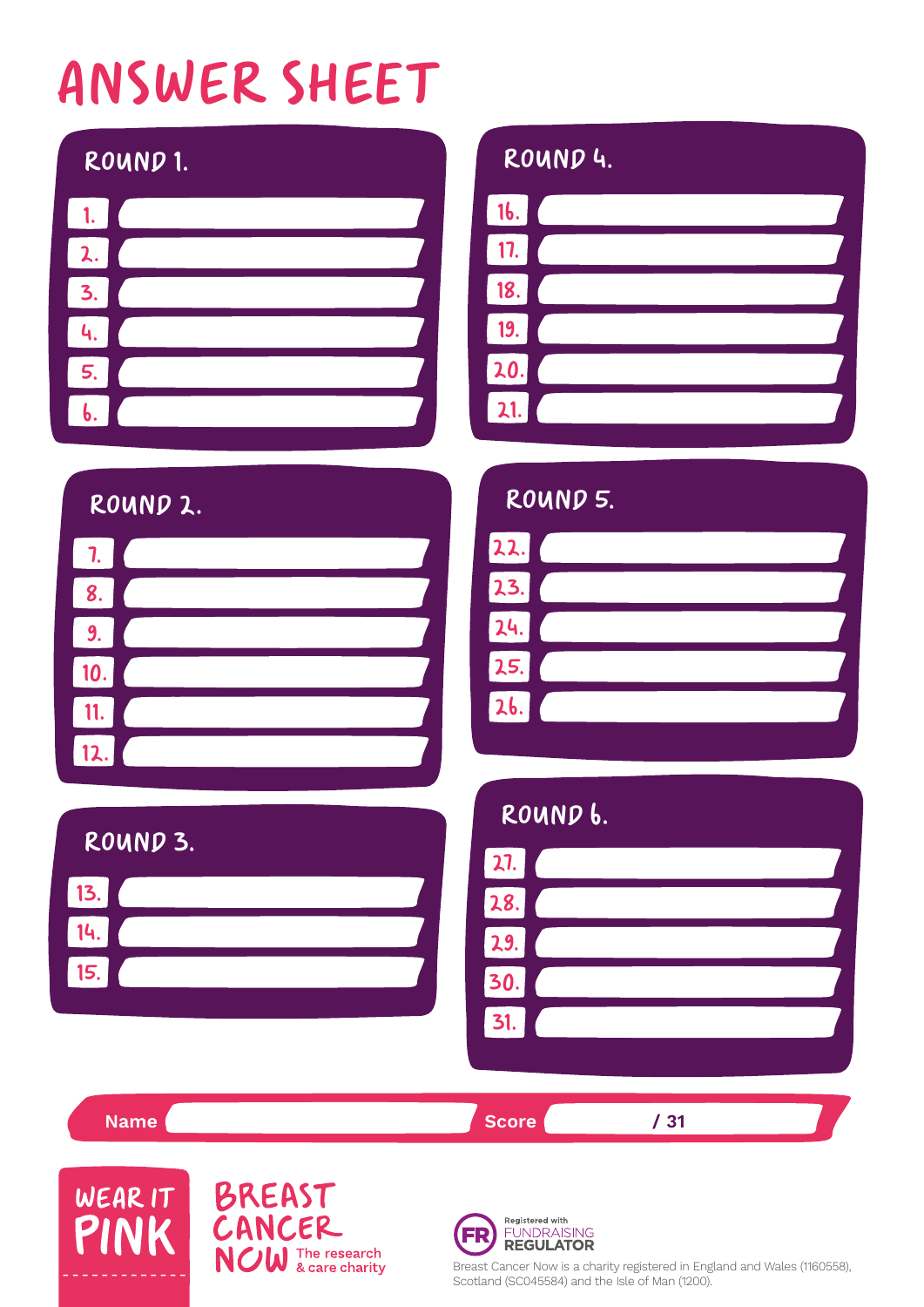# ANSWER SHEET

## ROUND 1.

1.
2.
3.
4.
5.
6.

## ROUND 2.

7.
8.
9.
10.
11.
12.

## ROUND 3.

13.
14.
15.

## ROUND 4.

16.
17.
18.
19.
20.
21.

## ROUND 5.

22.
23.
24.
25.
26.

## ROUND 6.

27.
28.
29.
30.
31.

**Name** ______ **Score** ______ **/ 31**

WEAR IT PINK

BREAST CANCER NOW The research & care charity

Registered with FUNDRAISING REGULATOR

Breast Cancer Now is a charity registered in England and Wales (1160558), Scotland (SC045584) and the Isle of Man (1200).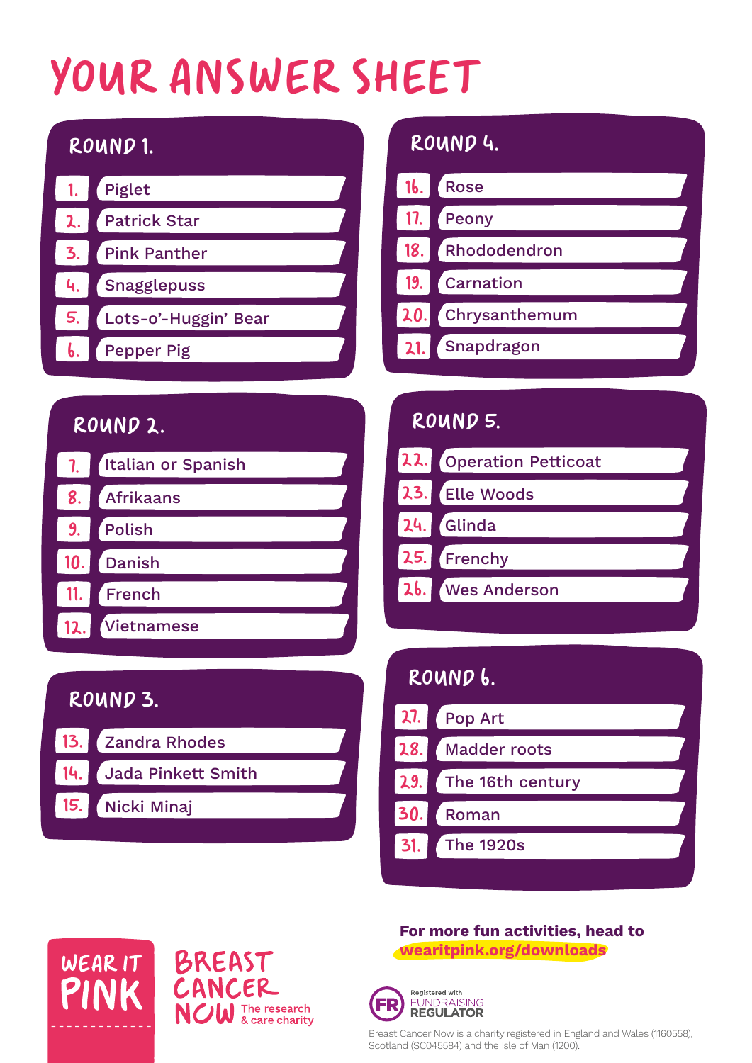# YOUR ANSWER SHEET

## ROUND 1.

1. Piglet
2. Patrick Star
3. Pink Panther
4. Snagglepuss
5. Lots-o'-Huggin' Bear
6. Pepper Pig

## ROUND 2.

7. Italian or Spanish
8. Afrikaans
9. Polish
10. Danish
11. French
12. Vietnamese

## ROUND 3.

13. Zandra Rhodes
14. Jada Pinkett Smith
15. Nicki Minaj

## ROUND 4.

16. Rose
17. Peony
18. Rhododendron
19. Carnation
20. Chrysanthemum
21. Snapdragon

## ROUND 5.

22. Operation Petticoat
23. Elle Woods
24. Glinda
25. Frenchy
26. Wes Anderson

## ROUND 6.

27. Pop Art
28. Madder roots
29. The 16th century
30. Roman
31. The 1920s

WEAR IT PINK

BREAST CANCER NOW The research & care charity

**For more fun activities, head to wearitpink.org/downloads**

Registered with FUNDRAISING REGULATOR

Breast Cancer Now is a charity registered in England and Wales (1160558), Scotland (SC045584) and the Isle of Man (1200).